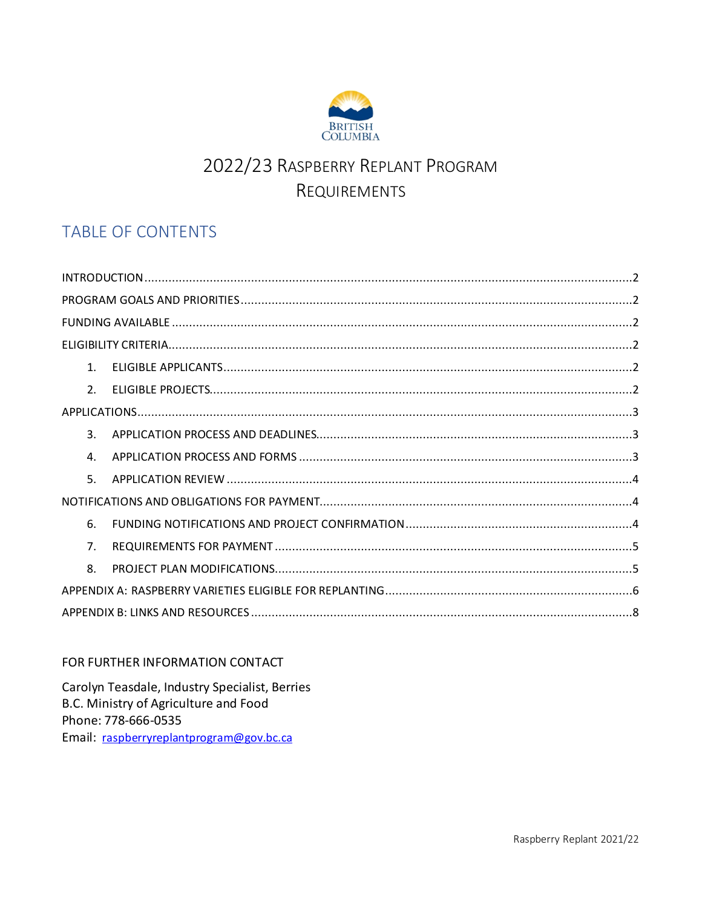BRITISH COLUMBIA

# 2022/23 Raspberry Replant Program Requirements

## TABLE OF CONTENTS

INTRODUCTION ..... 2

PROGRAM GOALS AND PRIORITIES ..... 2

FUNDING AVAILABLE ..... 2

ELIGIBILITY CRITERIA ..... 2

1. ELIGIBLE APPLICANTS ..... 2
2. ELIGIBLE PROJECTS ..... 2

APPLICATIONS ..... 3

3. APPLICATION PROCESS AND DEADLINES ..... 3
4. APPLICATION PROCESS AND FORMS ..... 3
5. APPLICATION REVIEW ..... 4

NOTIFICATIONS AND OBLIGATIONS FOR PAYMENT ..... 4

6. FUNDING NOTIFICATIONS AND PROJECT CONFIRMATION ..... 4
7. REQUIREMENTS FOR PAYMENT ..... 5
8. PROJECT PLAN MODIFICATIONS ..... 5

APPENDIX A: RASPBERRY VARIETIES ELIGIBLE FOR REPLANTING ..... 6

APPENDIX B: LINKS AND RESOURCES ..... 8

FOR FURTHER INFORMATION CONTACT

Carolyn Teasdale, Industry Specialist, Berries
B.C. Ministry of Agriculture and Food
Phone: 778-666-0535
Email: raspberryreplantprogram@gov.bc.ca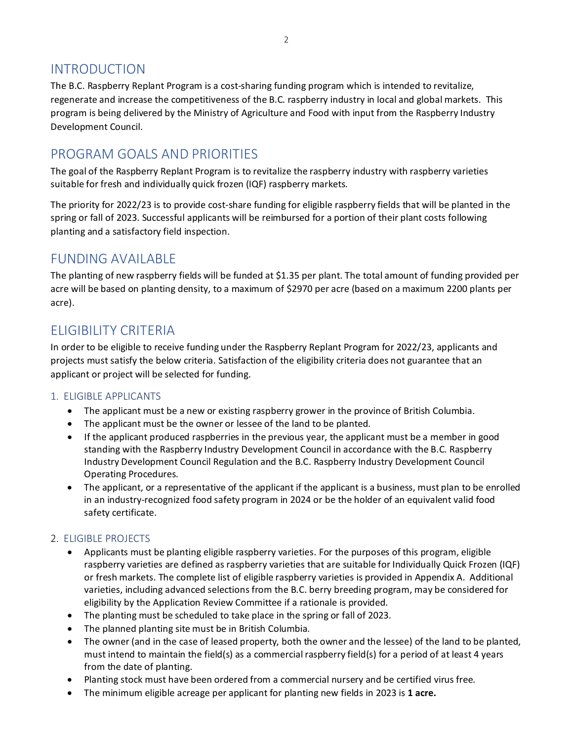## INTRODUCTION

The B.C. Raspberry Replant Program is a cost-sharing funding program which is intended to revitalize, regenerate and increase the competitiveness of the B.C. raspberry industry in local and global markets. This program is being delivered by the Ministry of Agriculture and Food with input from the Raspberry Industry Development Council.

## PROGRAM GOALS AND PRIORITIES

The goal of the Raspberry Replant Program is to revitalize the raspberry industry with raspberry varieties suitable for fresh and individually quick frozen (IQF) raspberry markets.

The priority for 2022/23 is to provide cost-share funding for eligible raspberry fields that will be planted in the spring or fall of 2023. Successful applicants will be reimbursed for a portion of their plant costs following planting and a satisfactory field inspection.

## FUNDING AVAILABLE

The planting of new raspberry fields will be funded at $1.35 per plant. The total amount of funding provided per acre will be based on planting density, to a maximum of $2970 per acre (based on a maximum 2200 plants per acre).

## ELIGIBILITY CRITERIA

In order to be eligible to receive funding under the Raspberry Replant Program for 2022/23, applicants and projects must satisfy the below criteria. Satisfaction of the eligibility criteria does not guarantee that an applicant or project will be selected for funding.

### 1. ELIGIBLE APPLICANTS

- The applicant must be a new or existing raspberry grower in the province of British Columbia.
- The applicant must be the owner or lessee of the land to be planted.
- If the applicant produced raspberries in the previous year, the applicant must be a member in good standing with the Raspberry Industry Development Council in accordance with the B.C. Raspberry Industry Development Council Regulation and the B.C. Raspberry Industry Development Council Operating Procedures.
- The applicant, or a representative of the applicant if the applicant is a business, must plan to be enrolled in an industry-recognized food safety program in 2024 or be the holder of an equivalent valid food safety certificate.

### 2. ELIGIBLE PROJECTS

- Applicants must be planting eligible raspberry varieties. For the purposes of this program, eligible raspberry varieties are defined as raspberry varieties that are suitable for Individually Quick Frozen (IQF) or fresh markets. The complete list of eligible raspberry varieties is provided in Appendix A. Additional varieties, including advanced selections from the B.C. berry breeding program, may be considered for eligibility by the Application Review Committee if a rationale is provided.
- The planting must be scheduled to take place in the spring or fall of 2023.
- The planned planting site must be in British Columbia.
- The owner (and in the case of leased property, both the owner and the lessee) of the land to be planted, must intend to maintain the field(s) as a commercial raspberry field(s) for a period of at least 4 years from the date of planting.
- Planting stock must have been ordered from a commercial nursery and be certified virus free.
- The minimum eligible acreage per applicant for planting new fields in 2023 is **1 acre.**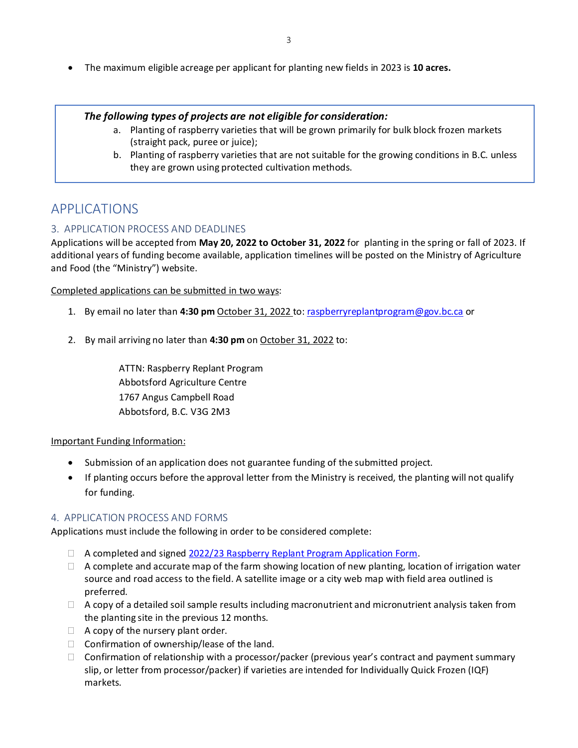- The maximum eligible acreage per applicant for planting new fields in 2023 is **10 acres.**

> ***The following types of projects are not eligible for consideration:***
>
> a. Planting of raspberry varieties that will be grown primarily for bulk block frozen markets (straight pack, puree or juice);
> b. Planting of raspberry varieties that are not suitable for the growing conditions in B.C. unless they are grown using protected cultivation methods.

# APPLICATIONS

## 3. APPLICATION PROCESS AND DEADLINES

Applications will be accepted from **May 20, 2022 to October 31, 2022** for planting in the spring or fall of 2023. If additional years of funding become available, application timelines will be posted on the Ministry of Agriculture and Food (the "Ministry") website.

Completed applications can be submitted in two ways:

1. By email no later than **4:30 pm** October 31, 2022 to: raspberryreplantprogram@gov.bc.ca or

2. By mail arriving no later than **4:30 pm** on October 31, 2022 to:

   ATTN: Raspberry Replant Program
   Abbotsford Agriculture Centre
   1767 Angus Campbell Road
   Abbotsford, B.C. V3G 2M3

Important Funding Information:

- Submission of an application does not guarantee funding of the submitted project.
- If planting occurs before the approval letter from the Ministry is received, the planting will not qualify for funding.

## 4. APPLICATION PROCESS AND FORMS

Applications must include the following in order to be considered complete:

- ☐ A completed and signed 2022/23 Raspberry Replant Program Application Form.
- ☐ A complete and accurate map of the farm showing location of new planting, location of irrigation water source and road access to the field. A satellite image or a city web map with field area outlined is preferred.
- ☐ A copy of a detailed soil sample results including macronutrient and micronutrient analysis taken from the planting site in the previous 12 months.
- ☐ A copy of the nursery plant order.
- ☐ Confirmation of ownership/lease of the land.
- ☐ Confirmation of relationship with a processor/packer (previous year's contract and payment summary slip, or letter from processor/packer) if varieties are intended for Individually Quick Frozen (IQF) markets.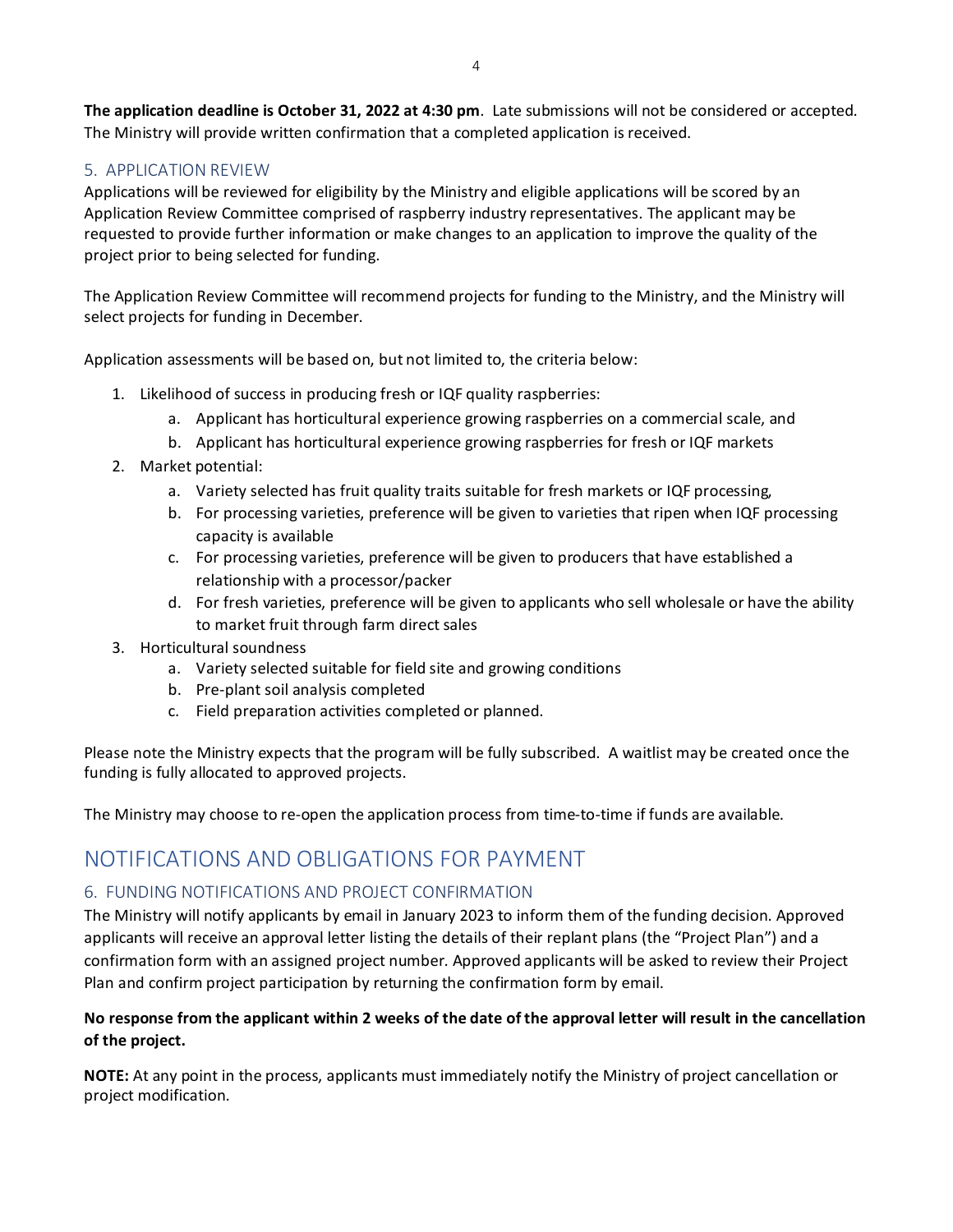**The application deadline is October 31, 2022 at 4:30 pm**. Late submissions will not be considered or accepted. The Ministry will provide written confirmation that a completed application is received.

### 5. APPLICATION REVIEW

Applications will be reviewed for eligibility by the Ministry and eligible applications will be scored by an Application Review Committee comprised of raspberry industry representatives. The applicant may be requested to provide further information or make changes to an application to improve the quality of the project prior to being selected for funding.

The Application Review Committee will recommend projects for funding to the Ministry, and the Ministry will select projects for funding in December.

Application assessments will be based on, but not limited to, the criteria below:

1. Likelihood of success in producing fresh or IQF quality raspberries:
   a. Applicant has horticultural experience growing raspberries on a commercial scale, and
   b. Applicant has horticultural experience growing raspberries for fresh or IQF markets
2. Market potential:
   a. Variety selected has fruit quality traits suitable for fresh markets or IQF processing,
   b. For processing varieties, preference will be given to varieties that ripen when IQF processing capacity is available
   c. For processing varieties, preference will be given to producers that have established a relationship with a processor/packer
   d. For fresh varieties, preference will be given to applicants who sell wholesale or have the ability to market fruit through farm direct sales
3. Horticultural soundness
   a. Variety selected suitable for field site and growing conditions
   b. Pre-plant soil analysis completed
   c. Field preparation activities completed or planned.

Please note the Ministry expects that the program will be fully subscribed. A waitlist may be created once the funding is fully allocated to approved projects.

The Ministry may choose to re-open the application process from time-to-time if funds are available.

## NOTIFICATIONS AND OBLIGATIONS FOR PAYMENT

### 6. FUNDING NOTIFICATIONS AND PROJECT CONFIRMATION

The Ministry will notify applicants by email in January 2023 to inform them of the funding decision. Approved applicants will receive an approval letter listing the details of their replant plans (the "Project Plan") and a confirmation form with an assigned project number. Approved applicants will be asked to review their Project Plan and confirm project participation by returning the confirmation form by email.

**No response from the applicant within 2 weeks of the date of the approval letter will result in the cancellation of the project.**

**NOTE:** At any point in the process, applicants must immediately notify the Ministry of project cancellation or project modification.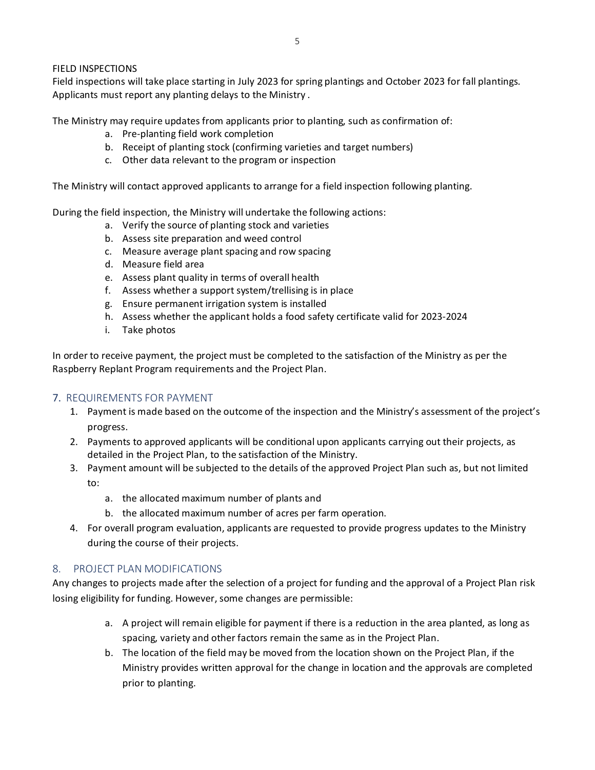FIELD INSPECTIONS

Field inspections will take place starting in July 2023 for spring plantings and October 2023 for fall plantings. Applicants must report any planting delays to the Ministry .

The Ministry may require updates from applicants prior to planting, such as confirmation of:

a. Pre-planting field work completion
b. Receipt of planting stock (confirming varieties and target numbers)
c. Other data relevant to the program or inspection

The Ministry will contact approved applicants to arrange for a field inspection following planting.

During the field inspection, the Ministry will undertake the following actions:

a. Verify the source of planting stock and varieties
b. Assess site preparation and weed control
c. Measure average plant spacing and row spacing
d. Measure field area
e. Assess plant quality in terms of overall health
f. Assess whether a support system/trellising is in place
g. Ensure permanent irrigation system is installed
h. Assess whether the applicant holds a food safety certificate valid for 2023-2024
i. Take photos

In order to receive payment, the project must be completed to the satisfaction of the Ministry as per the Raspberry Replant Program requirements and the Project Plan.

## 7. REQUIREMENTS FOR PAYMENT

1. Payment is made based on the outcome of the inspection and the Ministry's assessment of the project's progress.
2. Payments to approved applicants will be conditional upon applicants carrying out their projects, as detailed in the Project Plan, to the satisfaction of the Ministry.
3. Payment amount will be subjected to the details of the approved Project Plan such as, but not limited to:
   a. the allocated maximum number of plants and
   b. the allocated maximum number of acres per farm operation.
4. For overall program evaluation, applicants are requested to provide progress updates to the Ministry during the course of their projects.

## 8. PROJECT PLAN MODIFICATIONS

Any changes to projects made after the selection of a project for funding and the approval of a Project Plan risk losing eligibility for funding. However, some changes are permissible:

a. A project will remain eligible for payment if there is a reduction in the area planted, as long as spacing, variety and other factors remain the same as in the Project Plan.
b. The location of the field may be moved from the location shown on the Project Plan, if the Ministry provides written approval for the change in location and the approvals are completed prior to planting.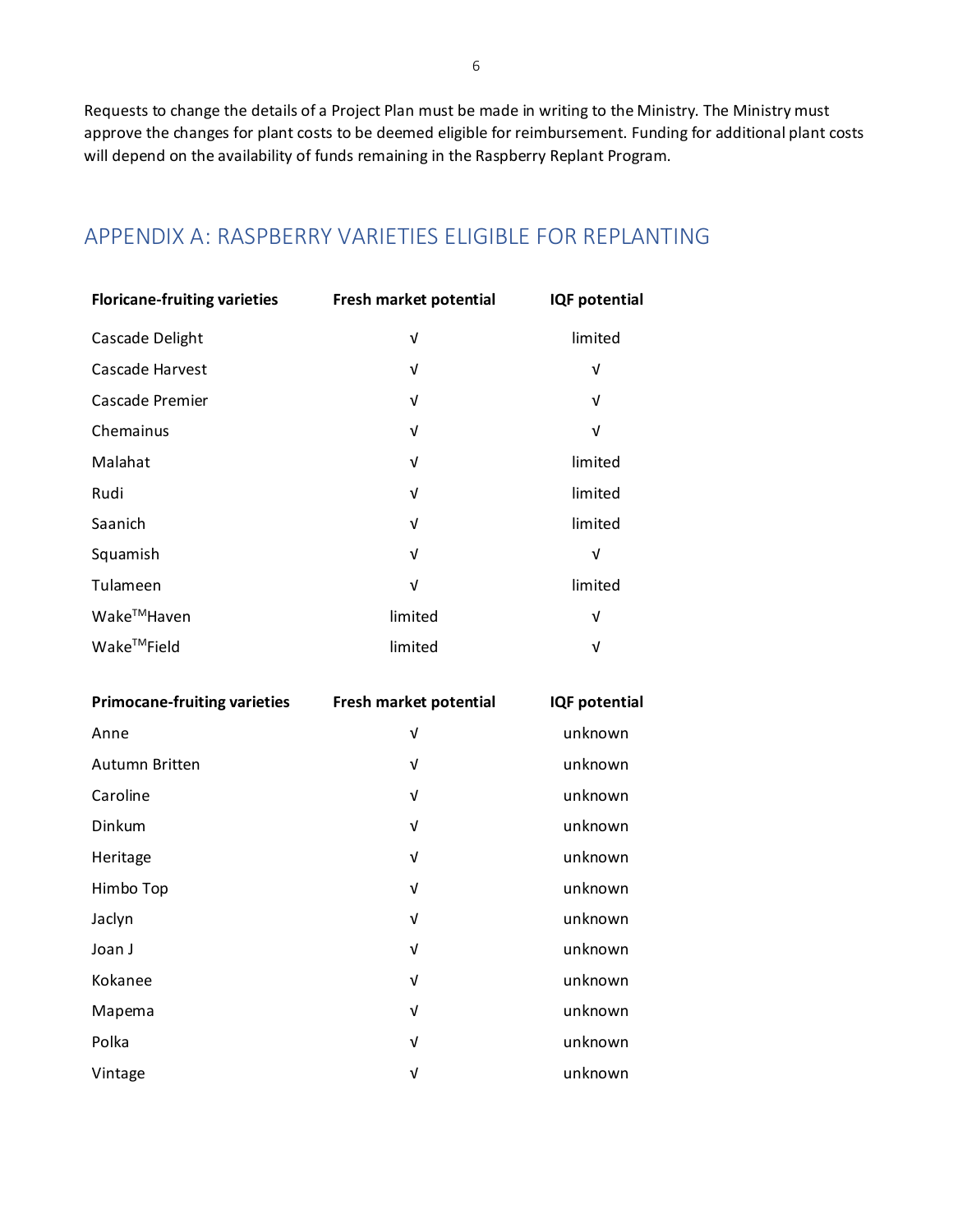Requests to change the details of a Project Plan must be made in writing to the Ministry. The Ministry must approve the changes for plant costs to be deemed eligible for reimbursement. Funding for additional plant costs will depend on the availability of funds remaining in the Raspberry Replant Program.

## APPENDIX A: RASPBERRY VARIETIES ELIGIBLE FOR REPLANTING

| Floricane-fruiting varieties | Fresh market potential | IQF potential |
|---|---|---|
| Cascade Delight | √ | limited |
| Cascade Harvest | √ | √ |
| Cascade Premier | √ | √ |
| Chemainus | √ | √ |
| Malahat | √ | limited |
| Rudi | √ | limited |
| Saanich | √ | limited |
| Squamish | √ | √ |
| Tulameen | √ | limited |
| Wake™Haven | limited | √ |
| Wake™Field | limited | √ |

| Primocane-fruiting varieties | Fresh market potential | IQF potential |
|---|---|---|
| Anne | √ | unknown |
| Autumn Britten | √ | unknown |
| Caroline | √ | unknown |
| Dinkum | √ | unknown |
| Heritage | √ | unknown |
| Himbo Top | √ | unknown |
| Jaclyn | √ | unknown |
| Joan J | √ | unknown |
| Kokanee | √ | unknown |
| Mapema | √ | unknown |
| Polka | √ | unknown |
| Vintage | √ | unknown |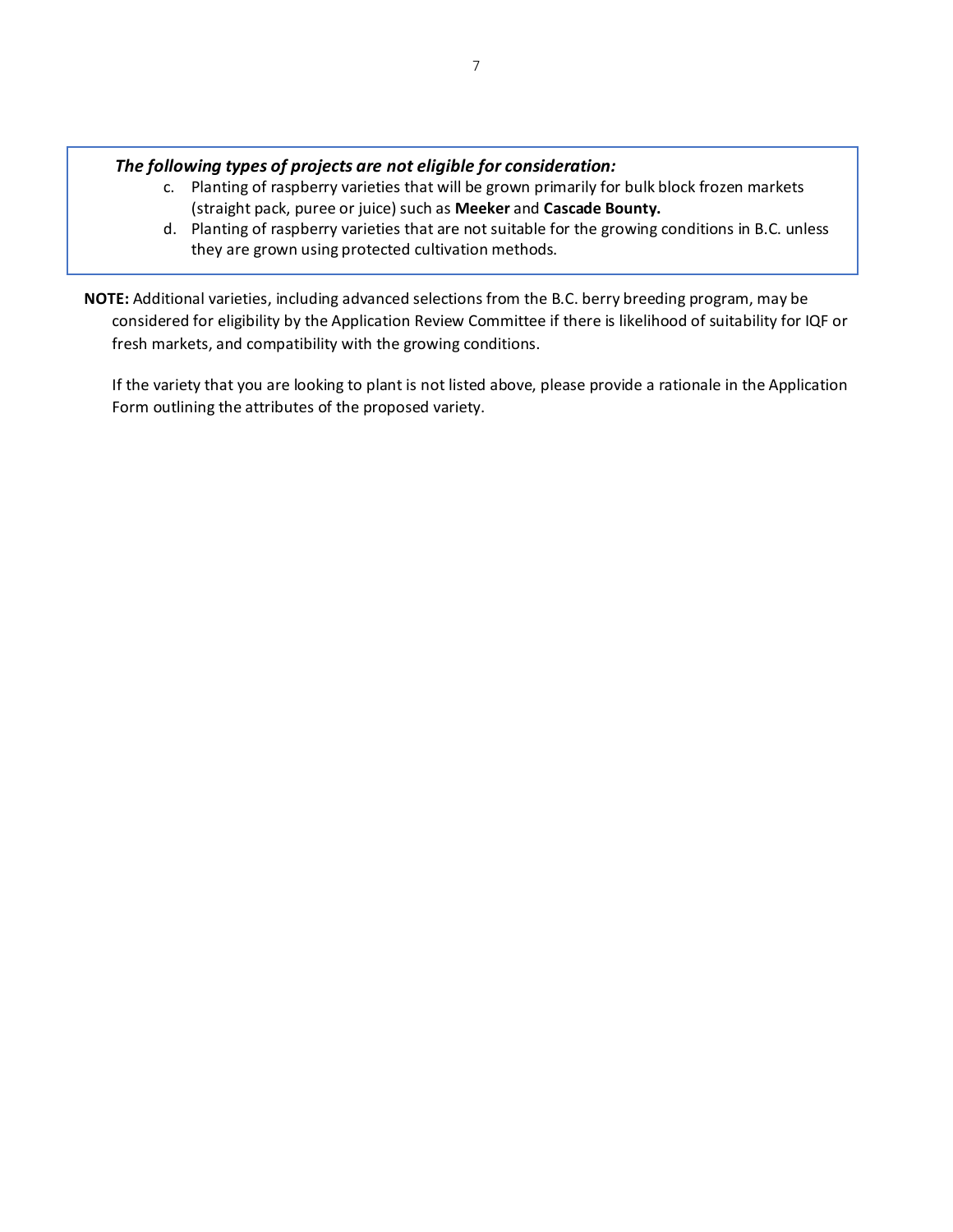***The following types of projects are not eligible for consideration:***

c. Planting of raspberry varieties that will be grown primarily for bulk block frozen markets (straight pack, puree or juice) such as **Meeker** and **Cascade Bounty.**
d. Planting of raspberry varieties that are not suitable for the growing conditions in B.C. unless they are grown using protected cultivation methods.

**NOTE:** Additional varieties, including advanced selections from the B.C. berry breeding program, may be considered for eligibility by the Application Review Committee if there is likelihood of suitability for IQF or fresh markets, and compatibility with the growing conditions.

If the variety that you are looking to plant is not listed above, please provide a rationale in the Application Form outlining the attributes of the proposed variety.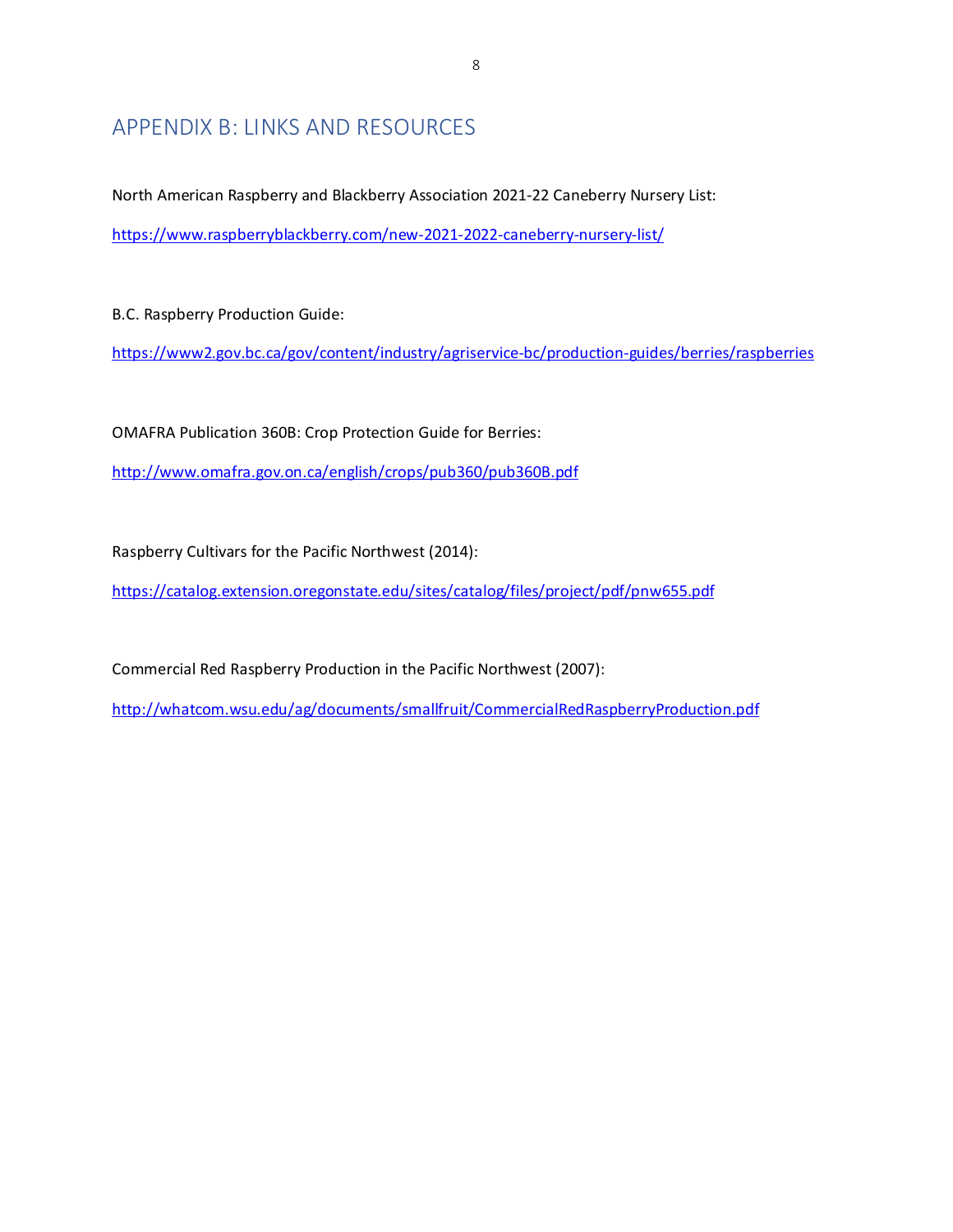## APPENDIX B: LINKS AND RESOURCES

North American Raspberry and Blackberry Association 2021-22 Caneberry Nursery List:

https://www.raspberryblackberry.com/new-2021-2022-caneberry-nursery-list/

B.C. Raspberry Production Guide:

https://www2.gov.bc.ca/gov/content/industry/agriservice-bc/production-guides/berries/raspberries

OMAFRA Publication 360B: Crop Protection Guide for Berries:

http://www.omafra.gov.on.ca/english/crops/pub360/pub360B.pdf

Raspberry Cultivars for the Pacific Northwest (2014):

https://catalog.extension.oregonstate.edu/sites/catalog/files/project/pdf/pnw655.pdf

Commercial Red Raspberry Production in the Pacific Northwest (2007):

http://whatcom.wsu.edu/ag/documents/smallfruit/CommercialRedRaspberryProduction.pdf